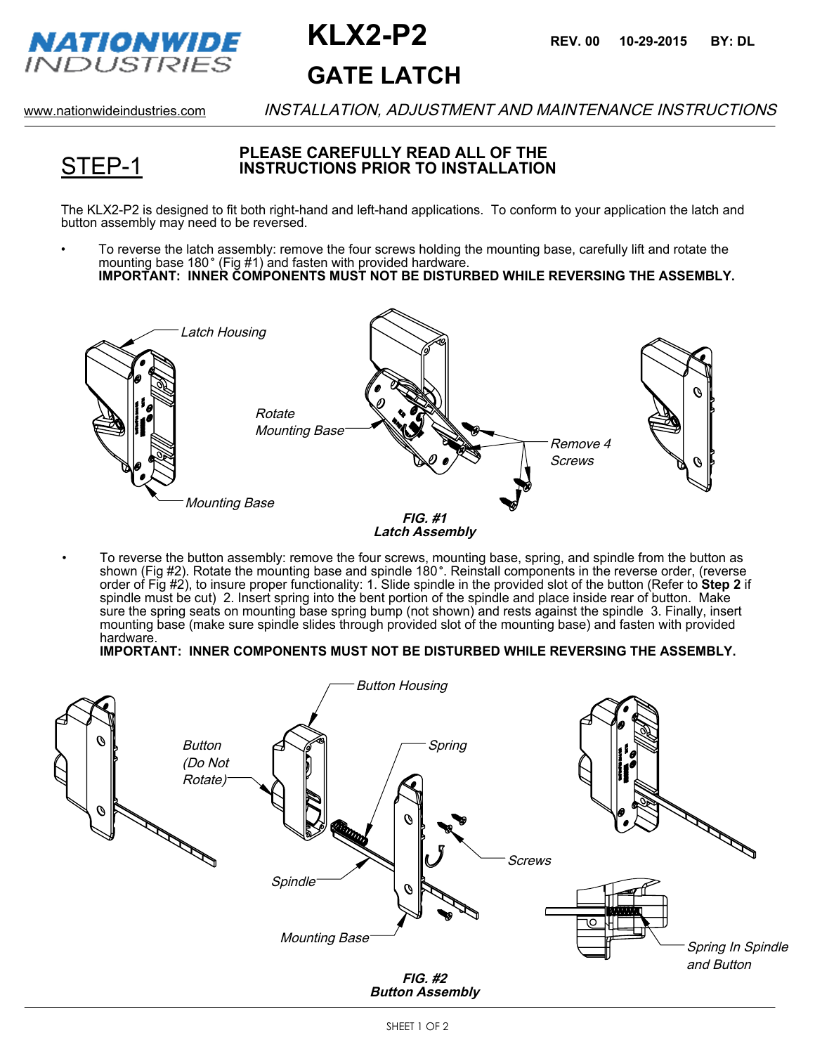# KLX2-P2

# GATE LATCH

REV. 00 10-29-2015 BY: DL

NATIONWIDE INDUSTRIES

www.nationwideindustries.com

*INSTALLATION, ADJUSTMENT AND MAINTENANCE INSTRUCTIONS*

## STEP-1

**PLEASE CAREFULLY READ ALL OF THE INSTRUCTIONS PRIOR TO INSTALLATION**

The KLX2-P2 is designed to fit both right-hand and left-hand applications. To conform to your application the latch and button assembly may need to be reversed.

- To reverse the latch assembly: remove the four screws holding the mounting base, carefully lift and rotate the mounting base 180° (Fig #1) and fasten with provided hardware.
  **IMPORTANT: INNER COMPONENTS MUST NOT BE DISTURBED WHILE REVERSING THE ASSEMBLY.**

*Latch Housing*

*Rotate Mounting Base*

*Remove 4 Screws*

*Mounting Base*

***FIG. #1***
***Latch Assembly***

- To reverse the button assembly: remove the four screws, mounting base, spring, and spindle from the button as shown (Fig #2). Rotate the mounting base and spindle 180°. Reinstall components in the reverse order, (reverse order of Fig #2), to insure proper functionality: 1. Slide spindle in the provided slot of the button (Refer to **Step 2** if spindle must be cut) 2. Insert spring into the bent portion of the spindle and place inside rear of button. Make sure the spring seats on mounting base spring bump (not shown) and rests against the spindle 3. Finally, insert mounting base (make sure spindle slides through provided slot of the mounting base) and fasten with provided hardware.
  **IMPORTANT: INNER COMPONENTS MUST NOT BE DISTURBED WHILE REVERSING THE ASSEMBLY.**

*Button Housing*

*Button (Do Not Rotate)*

*Spring*

*Screws*

*Spindle*

*Mounting Base*

*Spring In Spindle and Button*

***FIG. #2***
***Button Assembly***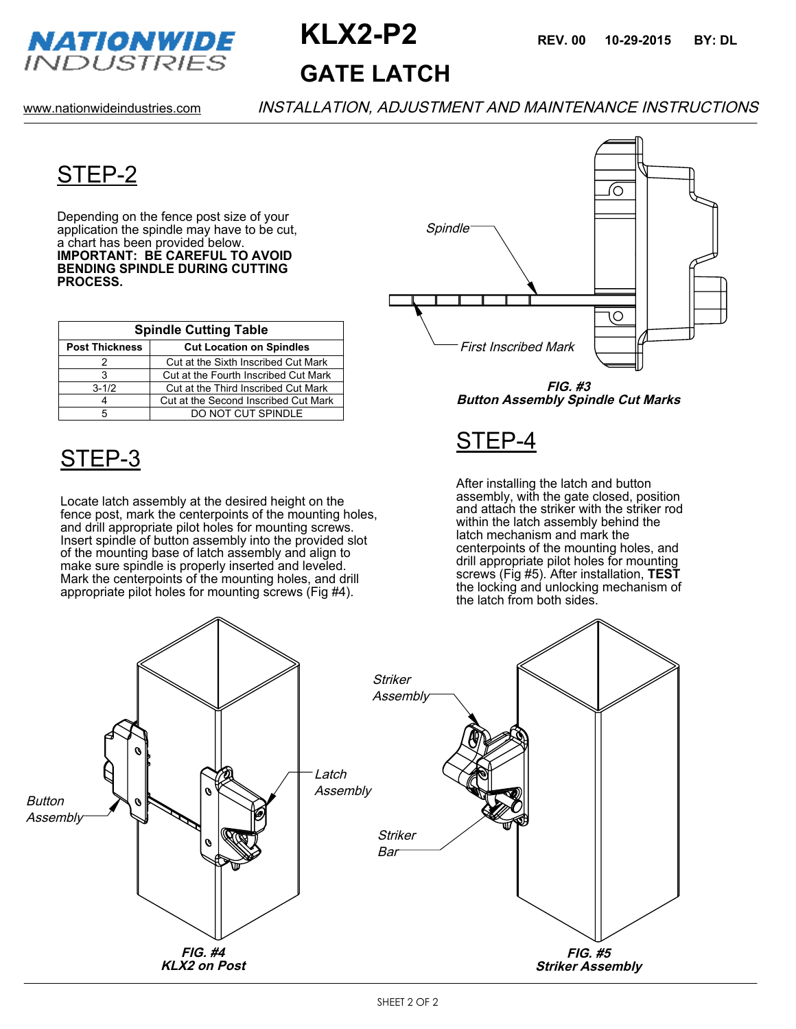# KLX2-P2 GATE LATCH

REV. 00 10-29-2015 BY: DL

www.nationwideindustries.com

*INSTALLATION, ADJUSTMENT AND MAINTENANCE INSTRUCTIONS*

## STEP-2

Depending on the fence post size of your application the spindle may have to be cut, a chart has been provided below.
**IMPORTANT: BE CAREFUL TO AVOID BENDING SPINDLE DURING CUTTING PROCESS.**

| Spindle Cutting Table | |
|---|---|
| **Post Thickness** | **Cut Location on Spindles** |
| 2 | Cut at the Sixth Inscribed Cut Mark |
| 3 | Cut at the Fourth Inscribed Cut Mark |
| 3-1/2 | Cut at the Third Inscribed Cut Mark |
| 4 | Cut at the Second Inscribed Cut Mark |
| 5 | DO NOT CUT SPINDLE |

Spindle

First Inscribed Mark

***FIG. #3***
***Button Assembly Spindle Cut Marks***

## STEP-3

Locate latch assembly at the desired height on the fence post, mark the centerpoints of the mounting holes, and drill appropriate pilot holes for mounting screws. Insert spindle of button assembly into the provided slot of the mounting base of latch assembly and align to make sure spindle is properly inserted and leveled. Mark the centerpoints of the mounting holes, and drill appropriate pilot holes for mounting screws (Fig #4).

## STEP-4

After installing the latch and button assembly, with the gate closed, position and attach the striker with the striker rod within the latch assembly behind the latch mechanism and mark the centerpoints of the mounting holes, and drill appropriate pilot holes for mounting screws (Fig #5). After installation, **TEST** the locking and unlocking mechanism of the latch from both sides.

Button Assembly

Latch Assembly

***FIG. #4***
***KLX2 on Post***

Striker Assembly

Striker Bar

***FIG. #5***
***Striker Assembly***